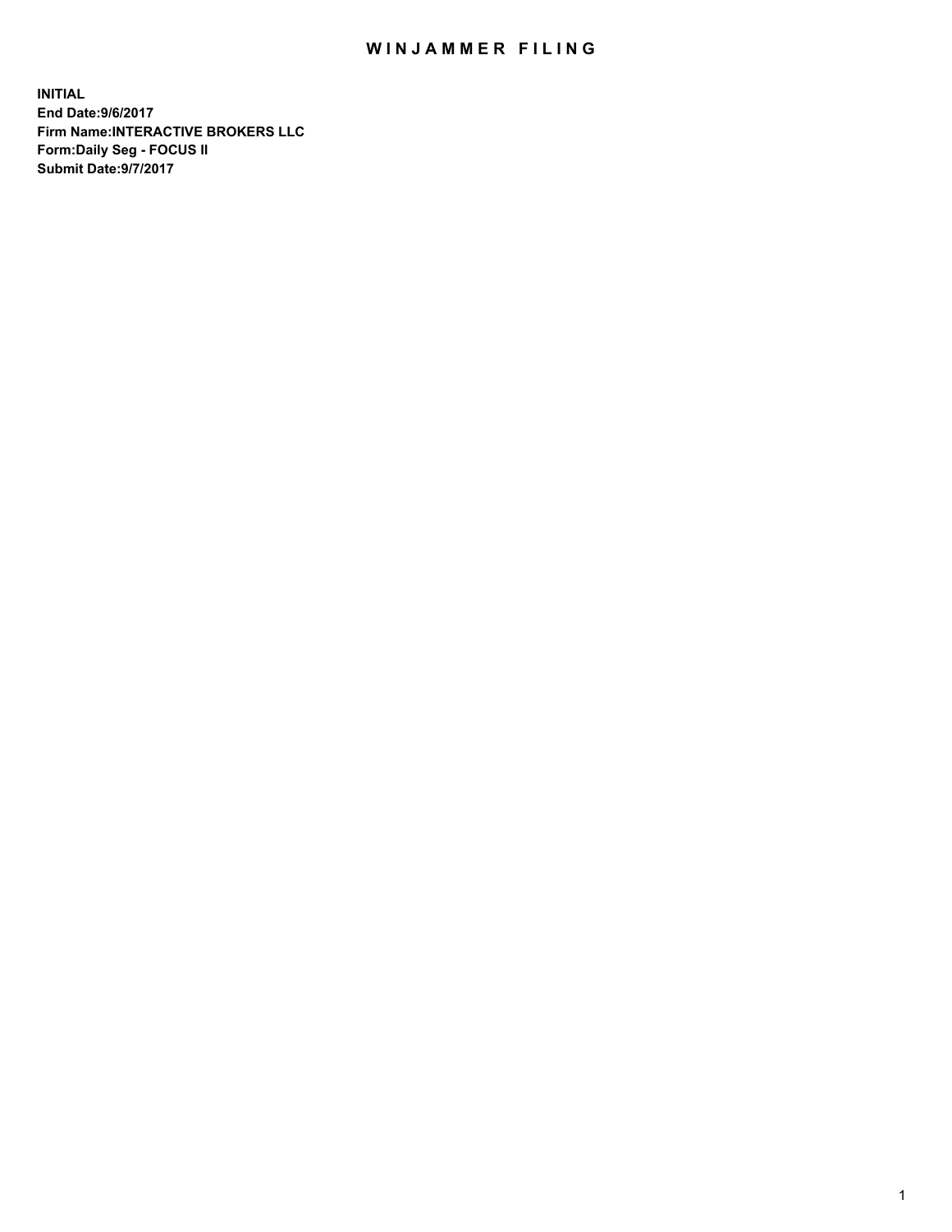# WINJAMMER FILING

**INITIAL**
**End Date:9/6/2017**
**Firm Name:INTERACTIVE BROKERS LLC**
**Form:Daily Seg - FOCUS II**
**Submit Date:9/7/2017**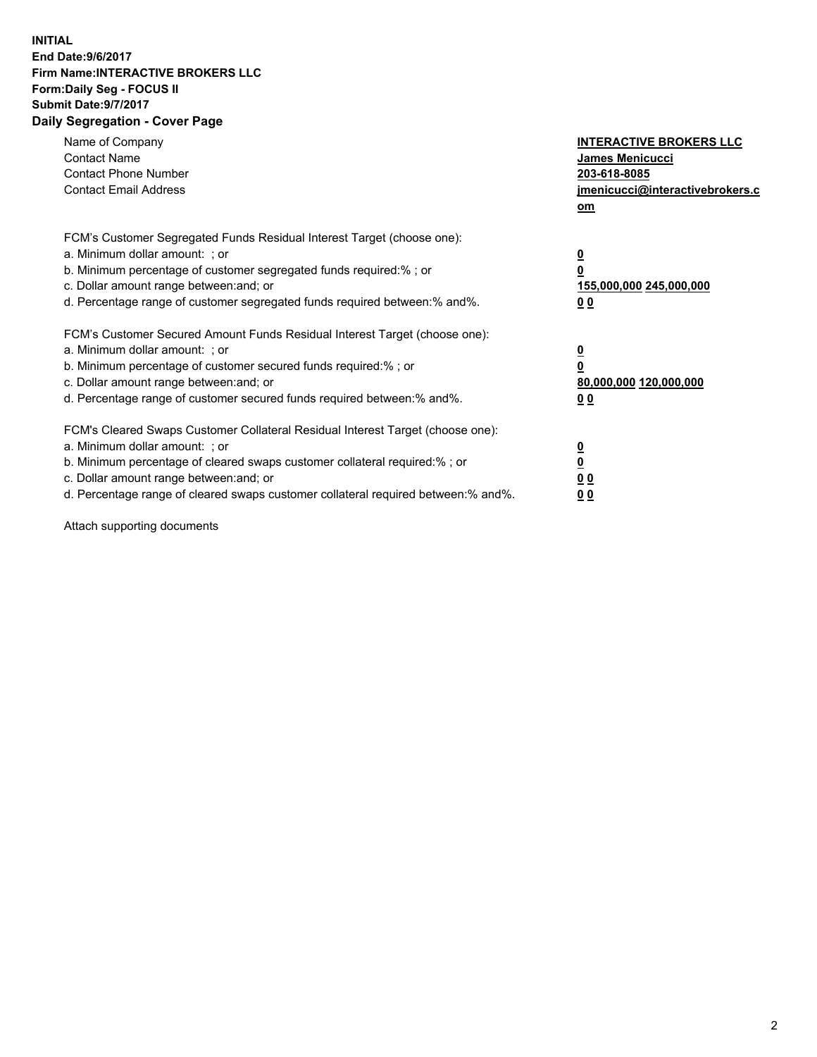**INITIAL**
**End Date:9/6/2017**
**Firm Name:INTERACTIVE BROKERS LLC**
**Form:Daily Seg - FOCUS II**
**Submit Date:9/7/2017**

## Daily Segregation - Cover Page

| | |
|---|---|
| Name of Company | **INTERACTIVE BROKERS LLC** |
| Contact Name | **James Menicucci** |
| Contact Phone Number | **203-618-8085** |
| Contact Email Address | **jmenicucci@interactivebrokers.com** |

FCM's Customer Segregated Funds Residual Interest Target (choose one):

| | |
|---|---|
| a. Minimum dollar amount: ; or | **0** |
| b. Minimum percentage of customer segregated funds required:% ; or | **0** |
| c. Dollar amount range between:and; or | **155,000,000 245,000,000** |
| d. Percentage range of customer segregated funds required between:% and%. | **0 0** |

FCM's Customer Secured Amount Funds Residual Interest Target (choose one):

| | |
|---|---|
| a. Minimum dollar amount: ; or | **0** |
| b. Minimum percentage of customer secured funds required:% ; or | **0** |
| c. Dollar amount range between:and; or | **80,000,000 120,000,000** |
| d. Percentage range of customer secured funds required between:% and%. | **0 0** |

FCM's Cleared Swaps Customer Collateral Residual Interest Target (choose one):

| | |
|---|---|
| a. Minimum dollar amount: ; or | **0** |
| b. Minimum percentage of cleared swaps customer collateral required:% ; or | **0** |
| c. Dollar amount range between:and; or | **0 0** |
| d. Percentage range of cleared swaps customer collateral required between:% and%. | **0 0** |

Attach supporting documents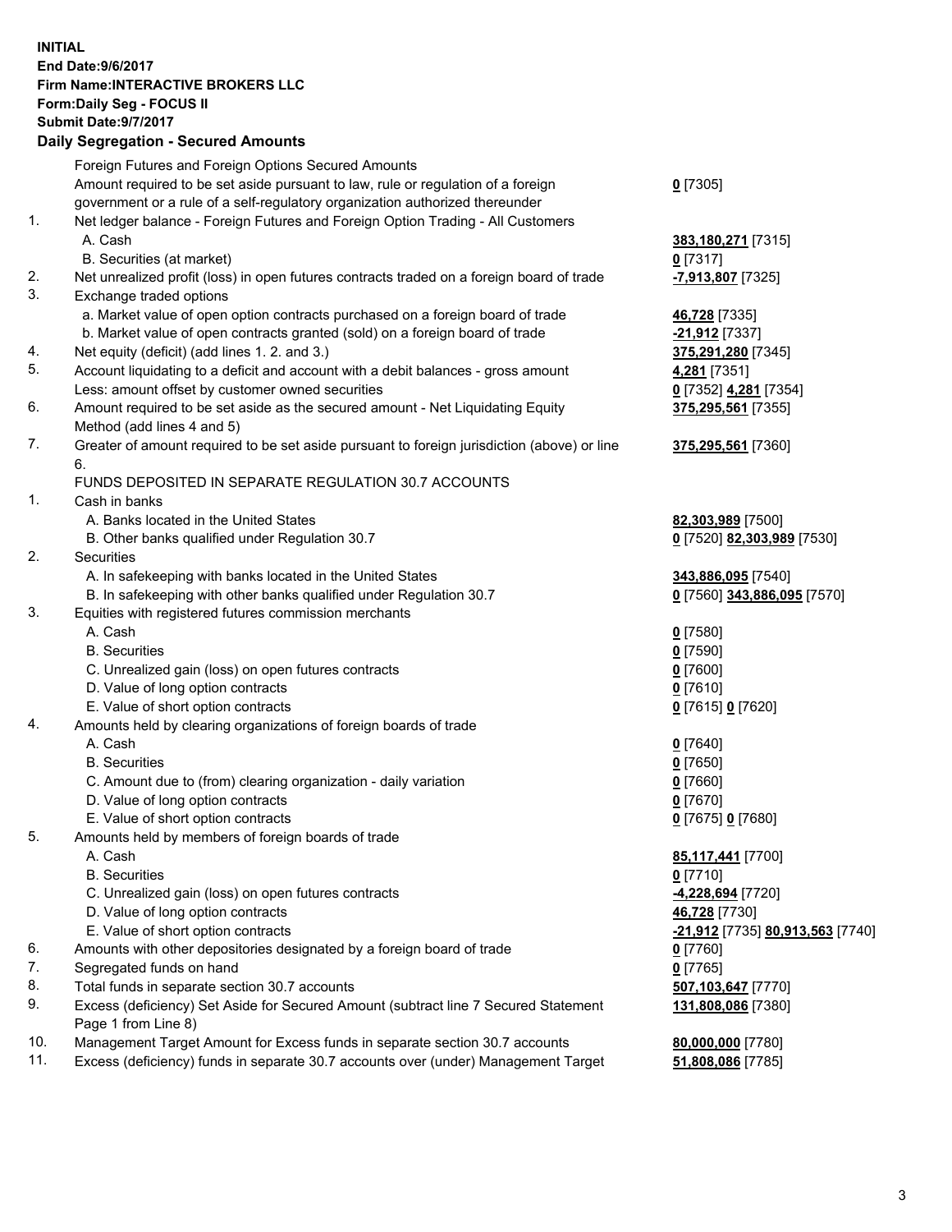**INITIAL**
**End Date:9/6/2017**
**Firm Name:INTERACTIVE BROKERS LLC**
**Form:Daily Seg - FOCUS II**
**Submit Date:9/7/2017**

## Daily Segregation - Secured Amounts

| | | |
|---|---|---|
| | Foreign Futures and Foreign Options Secured Amounts | |
| | Amount required to be set aside pursuant to law, rule or regulation of a foreign government or a rule of a self-regulatory organization authorized thereunder | **0** [7305] |
| 1. | Net ledger balance - Foreign Futures and Foreign Option Trading - All Customers | |
| | A. Cash | **383,180,271** [7315] |
| | B. Securities (at market) | **0** [7317] |
| 2. | Net unrealized profit (loss) in open futures contracts traded on a foreign board of trade | **-7,913,807** [7325] |
| 3. | Exchange traded options | |
| | a. Market value of open option contracts purchased on a foreign board of trade | **46,728** [7335] |
| | b. Market value of open contracts granted (sold) on a foreign board of trade | **-21,912** [7337] |
| 4. | Net equity (deficit) (add lines 1. 2. and 3.) | **375,291,280** [7345] |
| 5. | Account liquidating to a deficit and account with a debit balances - gross amount | **4,281** [7351] |
| | Less: amount offset by customer owned securities | **0** [7352] **4,281** [7354] |
| 6. | Amount required to be set aside as the secured amount - Net Liquidating Equity Method (add lines 4 and 5) | **375,295,561** [7355] |
| 7. | Greater of amount required to be set aside pursuant to foreign jurisdiction (above) or line 6. | **375,295,561** [7360] |
| | FUNDS DEPOSITED IN SEPARATE REGULATION 30.7 ACCOUNTS | |
| 1. | Cash in banks | |
| | A. Banks located in the United States | **82,303,989** [7500] |
| | B. Other banks qualified under Regulation 30.7 | **0** [7520] **82,303,989** [7530] |
| 2. | Securities | |
| | A. In safekeeping with banks located in the United States | **343,886,095** [7540] |
| | B. In safekeeping with other banks qualified under Regulation 30.7 | **0** [7560] **343,886,095** [7570] |
| 3. | Equities with registered futures commission merchants | |
| | A. Cash | **0** [7580] |
| | B. Securities | **0** [7590] |
| | C. Unrealized gain (loss) on open futures contracts | **0** [7600] |
| | D. Value of long option contracts | **0** [7610] |
| | E. Value of short option contracts | **0** [7615] **0** [7620] |
| 4. | Amounts held by clearing organizations of foreign boards of trade | |
| | A. Cash | **0** [7640] |
| | B. Securities | **0** [7650] |
| | C. Amount due to (from) clearing organization - daily variation | **0** [7660] |
| | D. Value of long option contracts | **0** [7670] |
| | E. Value of short option contracts | **0** [7675] **0** [7680] |
| 5. | Amounts held by members of foreign boards of trade | |
| | A. Cash | **85,117,441** [7700] |
| | B. Securities | **0** [7710] |
| | C. Unrealized gain (loss) on open futures contracts | **-4,228,694** [7720] |
| | D. Value of long option contracts | **46,728** [7730] |
| | E. Value of short option contracts | **-21,912** [7735] **80,913,563** [7740] |
| 6. | Amounts with other depositories designated by a foreign board of trade | **0** [7760] |
| 7. | Segregated funds on hand | **0** [7765] |
| 8. | Total funds in separate section 30.7 accounts | **507,103,647** [7770] |
| 9. | Excess (deficiency) Set Aside for Secured Amount (subtract line 7 Secured Statement Page 1 from Line 8) | **131,808,086** [7380] |
| 10. | Management Target Amount for Excess funds in separate section 30.7 accounts | **80,000,000** [7780] |
| 11. | Excess (deficiency) funds in separate 30.7 accounts over (under) Management Target | **51,808,086** [7785] |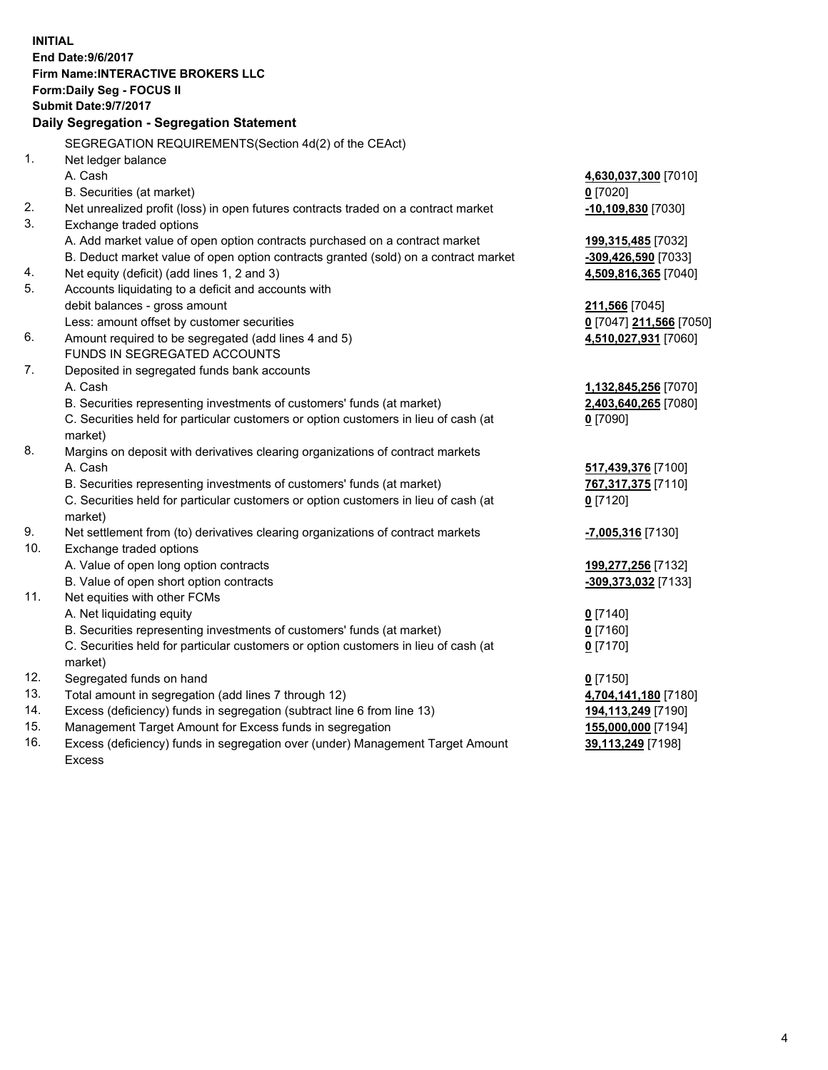**INITIAL**
**End Date:9/6/2017**
**Firm Name:INTERACTIVE BROKERS LLC**
**Form:Daily Seg - FOCUS II**
**Submit Date:9/7/2017**

## Daily Segregation - Segregation Statement

SEGREGATION REQUIREMENTS(Section 4d(2) of the CEAct)

| | | |
|---|---|---|
| 1. | Net ledger balance | |
| | A. Cash | **4,630,037,300** [7010] |
| | B. Securities (at market) | **0** [7020] |
| 2. | Net unrealized profit (loss) in open futures contracts traded on a contract market | **-10,109,830** [7030] |
| 3. | Exchange traded options | |
| | A. Add market value of open option contracts purchased on a contract market | **199,315,485** [7032] |
| | B. Deduct market value of open option contracts granted (sold) on a contract market | **-309,426,590** [7033] |
| 4. | Net equity (deficit) (add lines 1, 2 and 3) | **4,509,816,365** [7040] |
| 5. | Accounts liquidating to a deficit and accounts with | |
| | debit balances - gross amount | **211,566** [7045] |
| | Less: amount offset by customer securities | **0** [7047] **211,566** [7050] |
| 6. | Amount required to be segregated (add lines 4 and 5) | **4,510,027,931** [7060] |
| | FUNDS IN SEGREGATED ACCOUNTS | |
| 7. | Deposited in segregated funds bank accounts | |
| | A. Cash | **1,132,845,256** [7070] |
| | B. Securities representing investments of customers' funds (at market) | **2,403,640,265** [7080] |
| | C. Securities held for particular customers or option customers in lieu of cash (at market) | **0** [7090] |
| 8. | Margins on deposit with derivatives clearing organizations of contract markets | |
| | A. Cash | **517,439,376** [7100] |
| | B. Securities representing investments of customers' funds (at market) | **767,317,375** [7110] |
| | C. Securities held for particular customers or option customers in lieu of cash (at market) | **0** [7120] |
| 9. | Net settlement from (to) derivatives clearing organizations of contract markets | **-7,005,316** [7130] |
| 10. | Exchange traded options | |
| | A. Value of open long option contracts | **199,277,256** [7132] |
| | B. Value of open short option contracts | **-309,373,032** [7133] |
| 11. | Net equities with other FCMs | |
| | A. Net liquidating equity | **0** [7140] |
| | B. Securities representing investments of customers' funds (at market) | **0** [7160] |
| | C. Securities held for particular customers or option customers in lieu of cash (at market) | **0** [7170] |
| 12. | Segregated funds on hand | **0** [7150] |
| 13. | Total amount in segregation (add lines 7 through 12) | **4,704,141,180** [7180] |
| 14. | Excess (deficiency) funds in segregation (subtract line 6 from line 13) | **194,113,249** [7190] |
| 15. | Management Target Amount for Excess funds in segregation | **155,000,000** [7194] |
| 16. | Excess (deficiency) funds in segregation over (under) Management Target Amount Excess | **39,113,249** [7198] |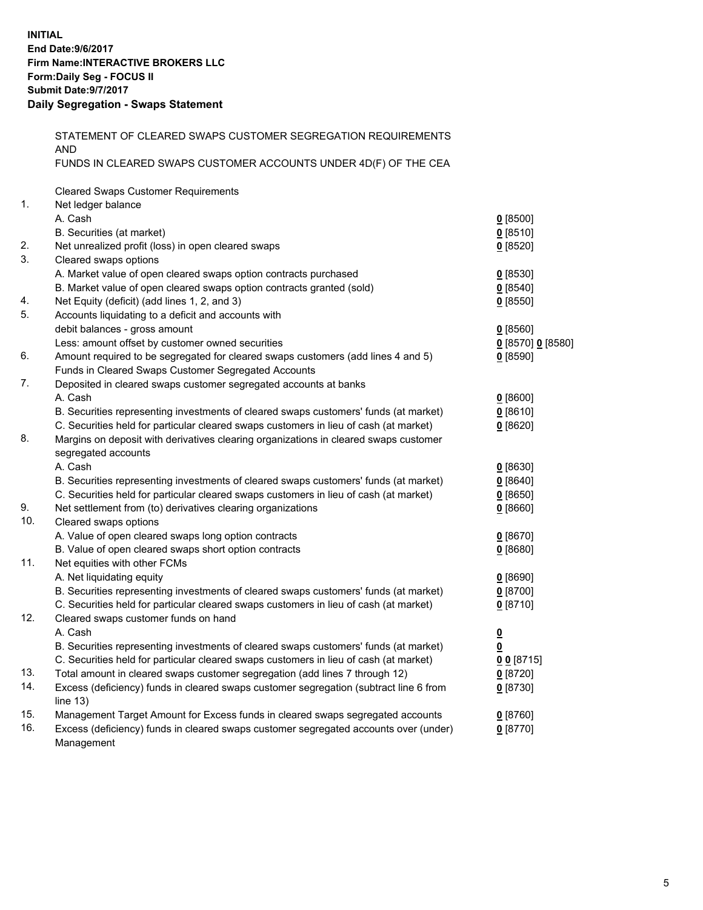**INITIAL**
**End Date:9/6/2017**
**Firm Name:INTERACTIVE BROKERS LLC**
**Form:Daily Seg - FOCUS II**
**Submit Date:9/7/2017**
**Daily Segregation - Swaps Statement**

STATEMENT OF CLEARED SWAPS CUSTOMER SEGREGATION REQUIREMENTS AND FUNDS IN CLEARED SWAPS CUSTOMER ACCOUNTS UNDER 4D(F) OF THE CEA

| | | |
|---|---|---|
| | Cleared Swaps Customer Requirements | |
| 1. | Net ledger balance | |
| | A. Cash | 0 [8500] |
| | B. Securities (at market) | 0 [8510] |
| 2. | Net unrealized profit (loss) in open cleared swaps | 0 [8520] |
| 3. | Cleared swaps options | |
| | A. Market value of open cleared swaps option contracts purchased | 0 [8530] |
| | B. Market value of open cleared swaps option contracts granted (sold) | 0 [8540] |
| 4. | Net Equity (deficit) (add lines 1, 2, and 3) | 0 [8550] |
| 5. | Accounts liquidating to a deficit and accounts with debit balances - gross amount | 0 [8560] |
| | Less: amount offset by customer owned securities | 0 [8570] 0 [8580] |
| 6. | Amount required to be segregated for cleared swaps customers (add lines 4 and 5) | 0 [8590] |
| | Funds in Cleared Swaps Customer Segregated Accounts | |
| 7. | Deposited in cleared swaps customer segregated accounts at banks | |
| | A. Cash | 0 [8600] |
| | B. Securities representing investments of cleared swaps customers' funds (at market) | 0 [8610] |
| | C. Securities held for particular cleared swaps customers in lieu of cash (at market) | 0 [8620] |
| 8. | Margins on deposit with derivatives clearing organizations in cleared swaps customer segregated accounts | |
| | A. Cash | 0 [8630] |
| | B. Securities representing investments of cleared swaps customers' funds (at market) | 0 [8640] |
| | C. Securities held for particular cleared swaps customers in lieu of cash (at market) | 0 [8650] |
| 9. | Net settlement from (to) derivatives clearing organizations | 0 [8660] |
| 10. | Cleared swaps options | |
| | A. Value of open cleared swaps long option contracts | 0 [8670] |
| | B. Value of open cleared swaps short option contracts | 0 [8680] |
| 11. | Net equities with other FCMs | |
| | A. Net liquidating equity | 0 [8690] |
| | B. Securities representing investments of cleared swaps customers' funds (at market) | 0 [8700] |
| | C. Securities held for particular cleared swaps customers in lieu of cash (at market) | 0 [8710] |
| 12. | Cleared swaps customer funds on hand | |
| | A. Cash | 0 |
| | B. Securities representing investments of cleared swaps customers' funds (at market) | 0 |
| | C. Securities held for particular cleared swaps customers in lieu of cash (at market) | 0 0 [8715] |
| 13. | Total amount in cleared swaps customer segregation (add lines 7 through 12) | 0 [8720] |
| 14. | Excess (deficiency) funds in cleared swaps customer segregation (subtract line 6 from line 13) | 0 [8730] |
| 15. | Management Target Amount for Excess funds in cleared swaps segregated accounts | 0 [8760] |
| 16. | Excess (deficiency) funds in cleared swaps customer segregated accounts over (under) Management | 0 [8770] |